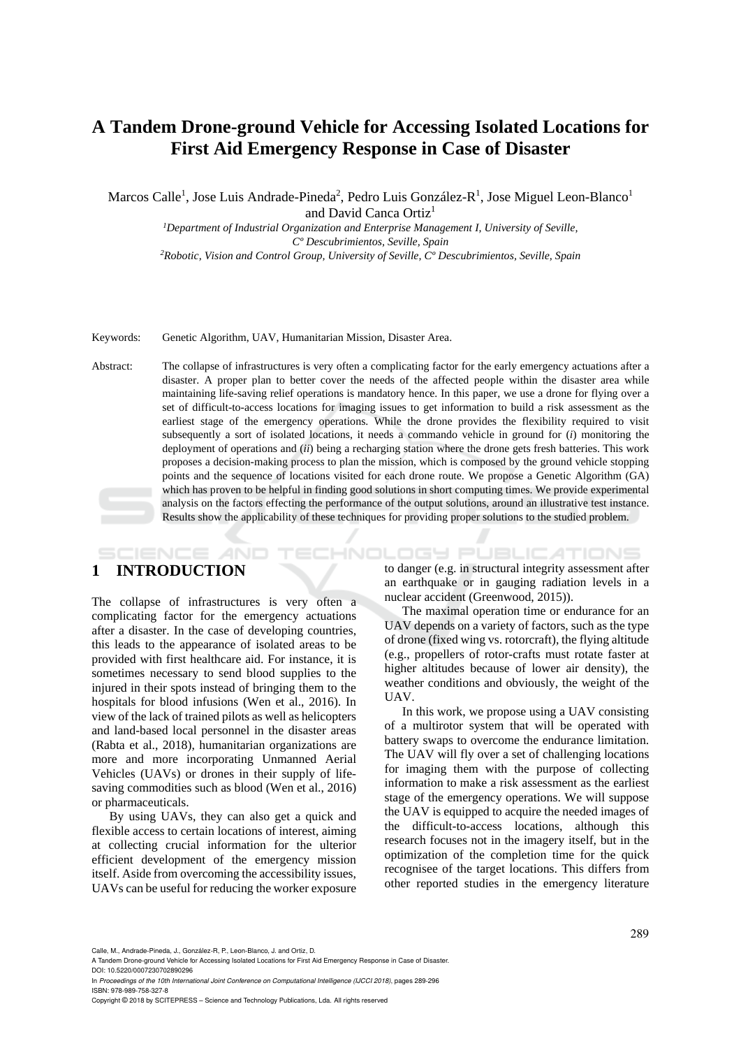# A Tandem Drone-ground Vehicle for Accessing Isolated Locations for First Aid Emergency Response in Case of Disaster

Marcos Calle[1], Jose Luis Andrade-Pineda[2], Pedro Luis González-R[1], Jose Miguel Leon-Blanco[1] and David Canca Ortiz[1]

[1]*Department of Industrial Organization and Enterprise Management I, University of Seville, Cº Descubrimientos, Seville, Spain*

[2]*Robotic, Vision and Control Group, University of Seville, Cº Descubrimientos, Seville, Spain*

Keywords: Genetic Algorithm, UAV, Humanitarian Mission, Disaster Area.

Abstract: The collapse of infrastructures is very often a complicating factor for the early emergency actuations after a disaster. A proper plan to better cover the needs of the affected people within the disaster area while maintaining life-saving relief operations is mandatory hence. In this paper, we use a drone for flying over a set of difficult-to-access locations for imaging issues to get information to build a risk assessment as the earliest stage of the emergency operations. While the drone provides the flexibility required to visit subsequently a sort of isolated locations, it needs a commando vehicle in ground for (*i*) monitoring the deployment of operations and (*ii*) being a recharging station where the drone gets fresh batteries. This work proposes a decision-making process to plan the mission, which is composed by the ground vehicle stopping points and the sequence of locations visited for each drone route. We propose a Genetic Algorithm (GA) which has proven to be helpful in finding good solutions in short computing times. We provide experimental analysis on the factors effecting the performance of the output solutions, around an illustrative test instance. Results show the applicability of these techniques for providing proper solutions to the studied problem.

## 1 INTRODUCTION

The collapse of infrastructures is very often a complicating factor for the emergency actuations after a disaster. In the case of developing countries, this leads to the appearance of isolated areas to be provided with first healthcare aid. For instance, it is sometimes necessary to send blood supplies to the injured in their spots instead of bringing them to the hospitals for blood infusions (Wen et al., 2016). In view of the lack of trained pilots as well as helicopters and land-based local personnel in the disaster areas (Rabta et al., 2018), humanitarian organizations are more and more incorporating Unmanned Aerial Vehicles (UAVs) or drones in their supply of life-saving commodities such as blood (Wen et al., 2016) or pharmaceuticals.

By using UAVs, they can also get a quick and flexible access to certain locations of interest, aiming at collecting crucial information for the ulterior efficient development of the emergency mission itself. Aside from overcoming the accessibility issues, UAVs can be useful for reducing the worker exposure to danger (e.g. in structural integrity assessment after an earthquake or in gauging radiation levels in a nuclear accident (Greenwood, 2015)).

The maximal operation time or endurance for an UAV depends on a variety of factors, such as the type of drone (fixed wing vs. rotorcraft), the flying altitude (e.g., propellers of rotor-crafts must rotate faster at higher altitudes because of lower air density), the weather conditions and obviously, the weight of the UAV.

In this work, we propose using a UAV consisting of a multirotor system that will be operated with battery swaps to overcome the endurance limitation. The UAV will fly over a set of challenging locations for imaging them with the purpose of collecting information to make a risk assessment as the earliest stage of the emergency operations. We will suppose the UAV is equipped to acquire the needed images of the difficult-to-access locations, although this research focuses not in the imagery itself, but in the optimization of the completion time for the quick recognisee of the target locations. This differs from other reported studies in the emergency literature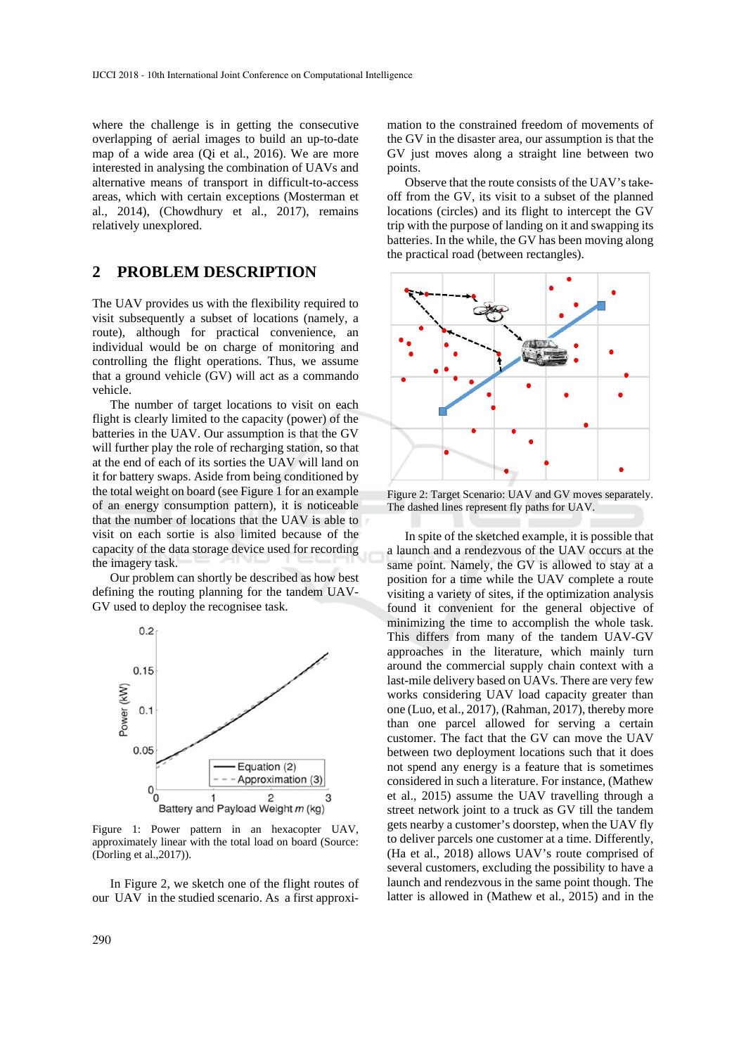where the challenge is in getting the consecutive overlapping of aerial images to build an up-to-date map of a wide area (Qi et al., 2016). We are more interested in analysing the combination of UAVs and alternative means of transport in difficult-to-access areas, which with certain exceptions (Mosterman et al., 2014), (Chowdhury et al., 2017), remains relatively unexplored.

## 2 PROBLEM DESCRIPTION

The UAV provides us with the flexibility required to visit subsequently a subset of locations (namely, a route), although for practical convenience, an individual would be on charge of monitoring and controlling the flight operations. Thus, we assume that a ground vehicle (GV) will act as a commando vehicle.

The number of target locations to visit on each flight is clearly limited to the capacity (power) of the batteries in the UAV. Our assumption is that the GV will further play the role of recharging station, so that at the end of each of its sorties the UAV will land on it for battery swaps. Aside from being conditioned by the total weight on board (see Figure 1 for an example of an energy consumption pattern), it is noticeable that the number of locations that the UAV is able to visit on each sortie is also limited because of the capacity of the data storage device used for recording the imagery task.

Our problem can shortly be described as how best defining the routing planning for the tandem UAV-GV used to deploy the recognisee task.

Figure 1: Power pattern in an hexacopter UAV, approximately linear with the total load on board (Source: (Dorling et al.,2017)).

In Figure 2, we sketch one of the flight routes of our UAV in the studied scenario. As a first approximation to the constrained freedom of movements of the GV in the disaster area, our assumption is that the GV just moves along a straight line between two points.

Observe that the route consists of the UAV's take-off from the GV, its visit to a subset of the planned locations (circles) and its flight to intercept the GV trip with the purpose of landing on it and swapping its batteries. In the while, the GV has been moving along the practical road (between rectangles).

Figure 2: Target Scenario: UAV and GV moves separately. The dashed lines represent fly paths for UAV.

In spite of the sketched example, it is possible that a launch and a rendezvous of the UAV occurs at the same point. Namely, the GV is allowed to stay at a position for a time while the UAV complete a route visiting a variety of sites, if the optimization analysis found it convenient for the general objective of minimizing the time to accomplish the whole task. This differs from many of the tandem UAV-GV approaches in the literature, which mainly turn around the commercial supply chain context with a last-mile delivery based on UAVs. There are very few works considering UAV load capacity greater than one (Luo, et al., 2017), (Rahman, 2017), thereby more than one parcel allowed for serving a certain customer. The fact that the GV can move the UAV between two deployment locations such that it does not spend any energy is a feature that is sometimes considered in such a literature. For instance, (Mathew et al., 2015) assume the UAV travelling through a street network joint to a truck as GV till the tandem gets nearby a customer's doorstep, when the UAV fly to deliver parcels one customer at a time. Differently, (Ha et al., 2018) allows UAV's route comprised of several customers, excluding the possibility to have a launch and rendezvous in the same point though. The latter is allowed in (Mathew et al., 2015) and in the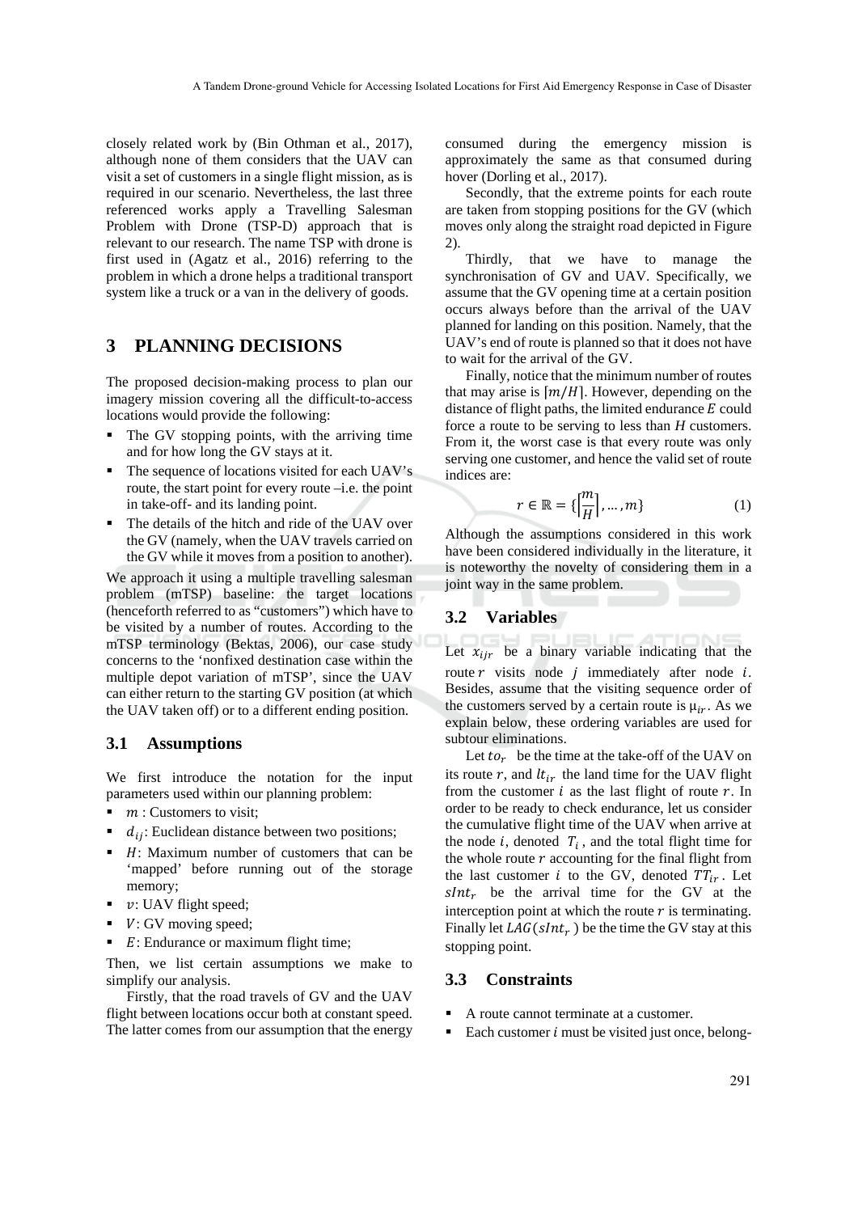closely related work by (Bin Othman et al., 2017), although none of them considers that the UAV can visit a set of customers in a single flight mission, as is required in our scenario. Nevertheless, the last three referenced works apply a Travelling Salesman Problem with Drone (TSP-D) approach that is relevant to our research. The name TSP with drone is first used in (Agatz et al., 2016) referring to the problem in which a drone helps a traditional transport system like a truck or a van in the delivery of goods.

# 3 PLANNING DECISIONS

The proposed decision-making process to plan our imagery mission covering all the difficult-to-access locations would provide the following:

- The GV stopping points, with the arriving time and for how long the GV stays at it.
- The sequence of locations visited for each UAV's route, the start point for every route –i.e. the point in take-off- and its landing point.
- The details of the hitch and ride of the UAV over the GV (namely, when the UAV travels carried on the GV while it moves from a position to another).

We approach it using a multiple travelling salesman problem (mTSP) baseline: the target locations (henceforth referred to as "customers") which have to be visited by a number of routes. According to the mTSP terminology (Bektas, 2006), our case study concerns to the 'nonfixed destination case within the multiple depot variation of mTSP', since the UAV can either return to the starting GV position (at which the UAV taken off) or to a different ending position.

## 3.1 Assumptions

We first introduce the notation for the input parameters used within our planning problem:

- $m$ : Customers to visit;
- $d_{ij}$: Euclidean distance between two positions;
- $H$: Maximum number of customers that can be 'mapped' before running out of the storage memory;
- $v$: UAV flight speed;
- $V$: GV moving speed;
- $E$: Endurance or maximum flight time;

Then, we list certain assumptions we make to simplify our analysis.

Firstly, that the road travels of GV and the UAV flight between locations occur both at constant speed. The latter comes from our assumption that the energy consumed during the emergency mission is approximately the same as that consumed during hover (Dorling et al., 2017).

Secondly, that the extreme points for each route are taken from stopping positions for the GV (which moves only along the straight road depicted in Figure 2).

Thirdly, that we have to manage the synchronisation of GV and UAV. Specifically, we assume that the GV opening time at a certain position occurs always before than the arrival of the UAV planned for landing on this position. Namely, that the UAV's end of route is planned so that it does not have to wait for the arrival of the GV.

Finally, notice that the minimum number of routes that may arise is $\lceil m/H \rceil$. However, depending on the distance of flight paths, the limited endurance $E$ could force a route to be serving to less than $H$ customers. From it, the worst case is that every route was only serving one customer, and hence the valid set of route indices are:

$$r \in \mathbb{R} = \{\left\lceil \frac{m}{H} \right\rceil, \dots, m\} \tag{1}$$

Although the assumptions considered in this work have been considered individually in the literature, it is noteworthy the novelty of considering them in a joint way in the same problem.

## 3.2 Variables

Let $x_{ijr}$ be a binary variable indicating that the route $r$ visits node $j$ immediately after node $i$. Besides, assume that the visiting sequence order of the customers served by a certain route is $\mu_{ir}$. As we explain below, these ordering variables are used for subtour eliminations.

Let $to_r$ be the time at the take-off of the UAV on its route $r$, and $lt_{ir}$ the land time for the UAV flight from the customer $i$ as the last flight of route $r$. In order to be ready to check endurance, let us consider the cumulative flight time of the UAV when arrive at the node $i$, denoted $T_i$, and the total flight time for the whole route $r$ accounting for the final flight from the last customer $i$ to the GV, denoted $TT_{ir}$. Let $sInt_r$ be the arrival time for the GV at the interception point at which the route $r$ is terminating. Finally let $LAG(sInt_r)$ be the time the GV stay at this stopping point.

## 3.3 Constraints

- A route cannot terminate at a customer.
- Each customer $i$ must be visited just once, belong-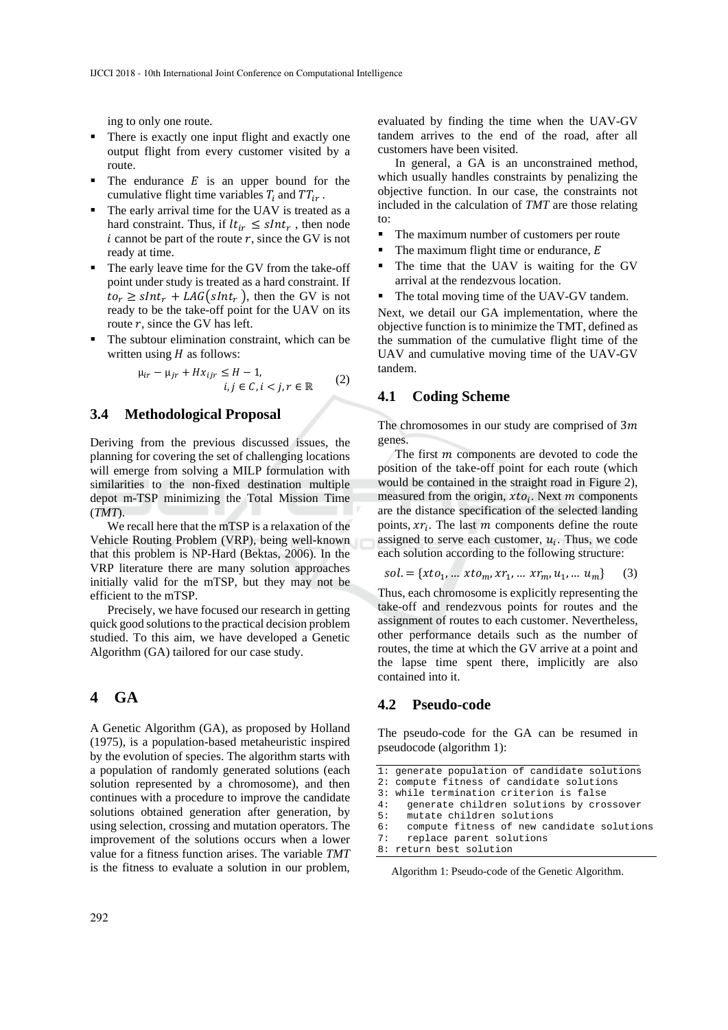ing to only one route.

- There is exactly one input flight and exactly one output flight from every customer visited by a route.
- The endurance $E$ is an upper bound for the cumulative flight time variables $T_i$ and $TT_{ir}$.
- The early arrival time for the UAV is treated as a hard constraint. Thus, if $lt_{ir} \leq sInt_r$, then node $i$ cannot be part of the route $r$, since the GV is not ready at time.
- The early leave time for the GV from the take-off point under study is treated as a hard constraint. If $to_r \geq sInt_r + LAG(sInt_r)$, then the GV is not ready to be the take-off point for the UAV on its route $r$, since the GV has left.
- The subtour elimination constraint, which can be written using $H$ as follows:

$$\mu_{ir} - \mu_{jr} + Hx_{ijr} \leq H - 1, \quad i, j \in C, i < j, r \in \mathbb{R} \tag{2}$$

### 3.4 Methodological Proposal

Deriving from the previous discussed issues, the planning for covering the set of challenging locations will emerge from solving a MILP formulation with similarities to the non-fixed destination multiple depot m-TSP minimizing the Total Mission Time (*TMT*).

We recall here that the mTSP is a relaxation of the Vehicle Routing Problem (VRP), being well-known that this problem is NP-Hard (Bektas, 2006). In the VRP literature there are many solution approaches initially valid for the mTSP, but they may not be efficient to the mTSP.

Precisely, we have focused our research in getting quick good solutions to the practical decision problem studied. To this aim, we have developed a Genetic Algorithm (GA) tailored for our case study.

## 4 GA

A Genetic Algorithm (GA), as proposed by Holland (1975), is a population-based metaheuristic inspired by the evolution of species. The algorithm starts with a population of randomly generated solutions (each solution represented by a chromosome), and then continues with a procedure to improve the candidate solutions obtained generation after generation, by using selection, crossing and mutation operators. The improvement of the solutions occurs when a lower value for a fitness function arises. The variable *TMT* is the fitness to evaluate a solution in our problem, evaluated by finding the time when the UAV-GV tandem arrives to the end of the road, after all customers have been visited.

In general, a GA is an unconstrained method, which usually handles constraints by penalizing the objective function. In our case, the constraints not included in the calculation of *TMT* are those relating to:

- The maximum number of customers per route
- The maximum flight time or endurance, $E$
- The time that the UAV is waiting for the GV arrival at the rendezvous location.
- The total moving time of the UAV-GV tandem.

Next, we detail our GA implementation, where the objective function is to minimize the TMT, defined as the summation of the cumulative flight time of the UAV and cumulative moving time of the UAV-GV tandem.

### 4.1 Coding Scheme

The chromosomes in our study are comprised of $3m$ genes.

The first $m$ components are devoted to code the position of the take-off point for each route (which would be contained in the straight road in Figure 2), measured from the origin, $xto_i$. Next $m$ components are the distance specification of the selected landing points, $xr_i$. The last $m$ components define the route assigned to serve each customer, $u_i$. Thus, we code each solution according to the following structure:

$$sol. = \{xto_1, \ldots xto_m, xr_1, \ldots xr_m, u_1, \ldots u_m\} \tag{3}$$

Thus, each chromosome is explicitly representing the take-off and rendezvous points for routes and the assignment of routes to each customer. Nevertheless, other performance details such as the number of routes, the time at which the GV arrive at a point and the lapse time spent there, implicitly are also contained into it.

### 4.2 Pseudo-code

The pseudo-code for the GA can be resumed in pseudocode (algorithm 1):

```
1: generate population of candidate solutions
2: compute fitness of candidate solutions
3: while termination criterion is false
4:    generate children solutions by crossover
5:    mutate children solutions
6:    compute fitness of new candidate solutions
7:    replace parent solutions
8: return best solution
```

Algorithm 1: Pseudo-code of the Genetic Algorithm.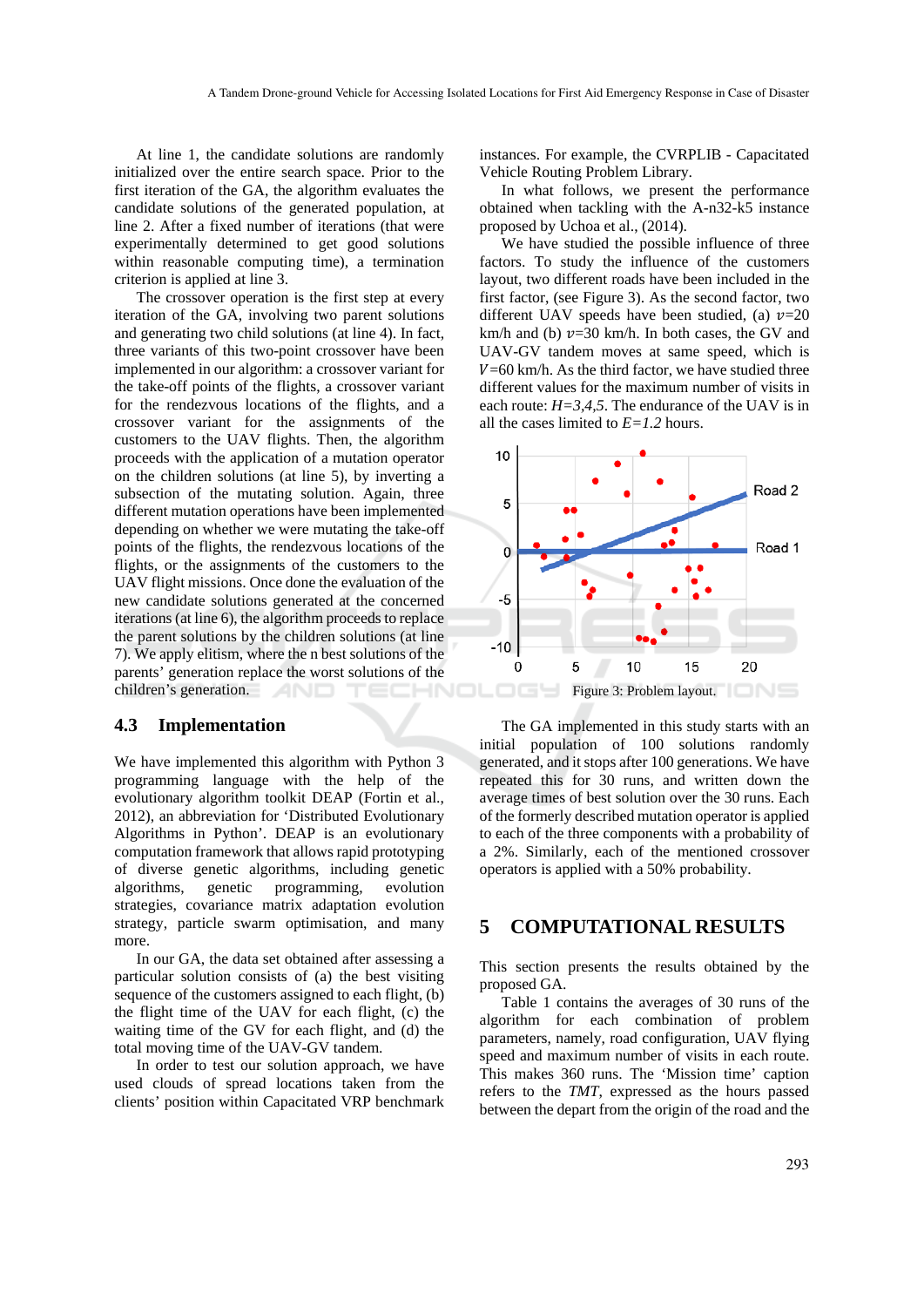At line 1, the candidate solutions are randomly initialized over the entire search space. Prior to the first iteration of the GA, the algorithm evaluates the candidate solutions of the generated population, at line 2. After a fixed number of iterations (that were experimentally determined to get good solutions within reasonable computing time), a termination criterion is applied at line 3.

The crossover operation is the first step at every iteration of the GA, involving two parent solutions and generating two child solutions (at line 4). In fact, three variants of this two-point crossover have been implemented in our algorithm: a crossover variant for the take-off points of the flights, a crossover variant for the rendezvous locations of the flights, and a crossover variant for the assignments of the customers to the UAV flights. Then, the algorithm proceeds with the application of a mutation operator on the children solutions (at line 5), by inverting a subsection of the mutating solution. Again, three different mutation operations have been implemented depending on whether we were mutating the take-off points of the flights, the rendezvous locations of the flights, or the assignments of the customers to the UAV flight missions. Once done the evaluation of the new candidate solutions generated at the concerned iterations (at line 6), the algorithm proceeds to replace the parent solutions by the children solutions (at line 7). We apply elitism, where the n best solutions of the parents' generation replace the worst solutions of the children's generation.

## 4.3 Implementation

We have implemented this algorithm with Python 3 programming language with the help of the evolutionary algorithm toolkit DEAP (Fortin et al., 2012), an abbreviation for 'Distributed Evolutionary Algorithms in Python'. DEAP is an evolutionary computation framework that allows rapid prototyping of diverse genetic algorithms, including genetic algorithms, genetic programming, evolution strategies, covariance matrix adaptation evolution strategy, particle swarm optimisation, and many more.

In our GA, the data set obtained after assessing a particular solution consists of (a) the best visiting sequence of the customers assigned to each flight, (b) the flight time of the UAV for each flight, (c) the waiting time of the GV for each flight, and (d) the total moving time of the UAV-GV tandem.

In order to test our solution approach, we have used clouds of spread locations taken from the clients' position within Capacitated VRP benchmark instances. For example, the CVRPLIB - Capacitated Vehicle Routing Problem Library.

In what follows, we present the performance obtained when tackling with the A-n32-k5 instance proposed by Uchoa et al., (2014).

We have studied the possible influence of three factors. To study the influence of the customers layout, two different roads have been included in the first factor, (see Figure 3). As the second factor, two different UAV speeds have been studied, (a) $v$=20 km/h and (b) $v$=30 km/h. In both cases, the GV and UAV-GV tandem moves at same speed, which is $V$=60 km/h. As the third factor, we have studied three different values for the maximum number of visits in each route: $H=3,4,5$. The endurance of the UAV is in all the cases limited to $E=1.2$ hours.

Figure 3: Problem layout.

The GA implemented in this study starts with an initial population of 100 solutions randomly generated, and it stops after 100 generations. We have repeated this for 30 runs, and written down the average times of best solution over the 30 runs. Each of the formerly described mutation operator is applied to each of the three components with a probability of a 2%. Similarly, each of the mentioned crossover operators is applied with a 50% probability.

# 5 COMPUTATIONAL RESULTS

This section presents the results obtained by the proposed GA.

Table 1 contains the averages of 30 runs of the algorithm for each combination of problem parameters, namely, road configuration, UAV flying speed and maximum number of visits in each route. This makes 360 runs. The 'Mission time' caption refers to the *TMT*, expressed as the hours passed between the depart from the origin of the road and the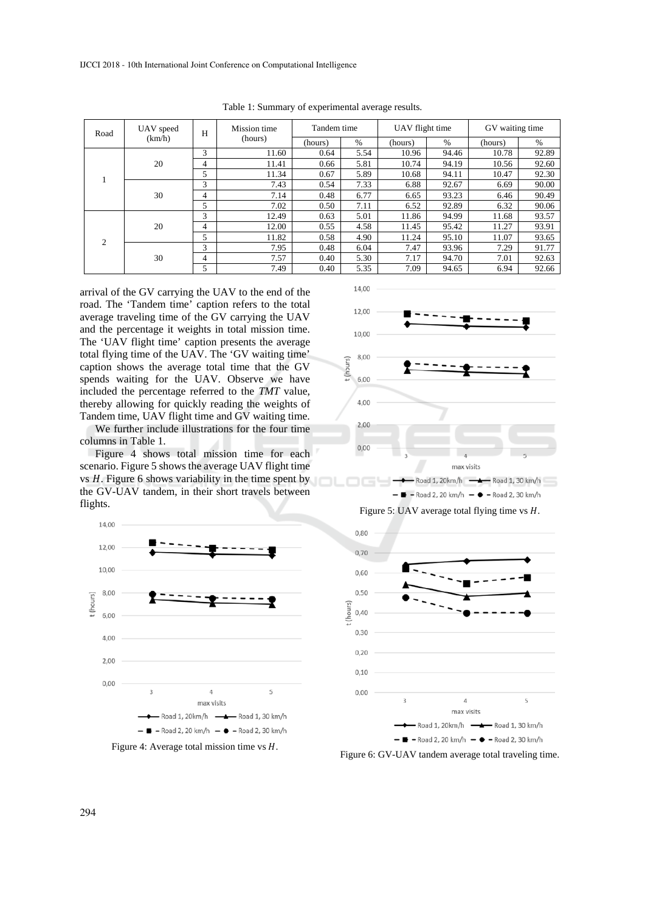Table 1: Summary of experimental average results.

| Road | UAV speed (km/h) | H | Mission time (hours) | Tandem time | | UAV flight time | | GV waiting time | |
|---|---|---|---|---|---|---|---|---|---|
| | | | | (hours) | % | (hours) | % | (hours) | % |
| 1 | 20 | 3 | 11.60 | 0.64 | 5.54 | 10.96 | 94.46 | 10.78 | 92.89 |
| | | 4 | 11.41 | 0.66 | 5.81 | 10.74 | 94.19 | 10.56 | 92.60 |
| | | 5 | 11.34 | 0.67 | 5.89 | 10.68 | 94.11 | 10.47 | 92.30 |
| | 30 | 3 | 7.43 | 0.54 | 7.33 | 6.88 | 92.67 | 6.69 | 90.00 |
| | | 4 | 7.14 | 0.48 | 6.77 | 6.65 | 93.23 | 6.46 | 90.49 |
| | | 5 | 7.02 | 0.50 | 7.11 | 6.52 | 92.89 | 6.32 | 90.06 |
| 2 | 20 | 3 | 12.49 | 0.63 | 5.01 | 11.86 | 94.99 | 11.68 | 93.57 |
| | | 4 | 12.00 | 0.55 | 4.58 | 11.45 | 95.42 | 11.27 | 93.91 |
| | | 5 | 11.82 | 0.58 | 4.90 | 11.24 | 95.10 | 11.07 | 93.65 |
| | 30 | 3 | 7.95 | 0.48 | 6.04 | 7.47 | 93.96 | 7.29 | 91.77 |
| | | 4 | 7.57 | 0.40 | 5.30 | 7.17 | 94.70 | 7.01 | 92.63 |
| | | 5 | 7.49 | 0.40 | 5.35 | 7.09 | 94.65 | 6.94 | 92.66 |

arrival of the GV carrying the UAV to the end of the road. The 'Tandem time' caption refers to the total average traveling time of the GV carrying the UAV and the percentage it weights in total mission time. The 'UAV flight time' caption presents the average total flying time of the UAV. The 'GV waiting time' caption shows the average total time that the GV spends waiting for the UAV. Observe we have included the percentage referred to the *TMT* value, thereby allowing for quickly reading the weights of Tandem time, UAV flight time and GV waiting time.

We further include illustrations for the four time columns in Table 1.

Figure 4 shows total mission time for each scenario. Figure 5 shows the average UAV flight time vs $H$. Figure 6 shows variability in the time spent by the GV-UAV tandem, in their short travels between flights.

Figure 4: Average total mission time vs $H$.

Figure 5: UAV average total flying time vs $H$.

Figure 6: GV-UAV tandem average total traveling time.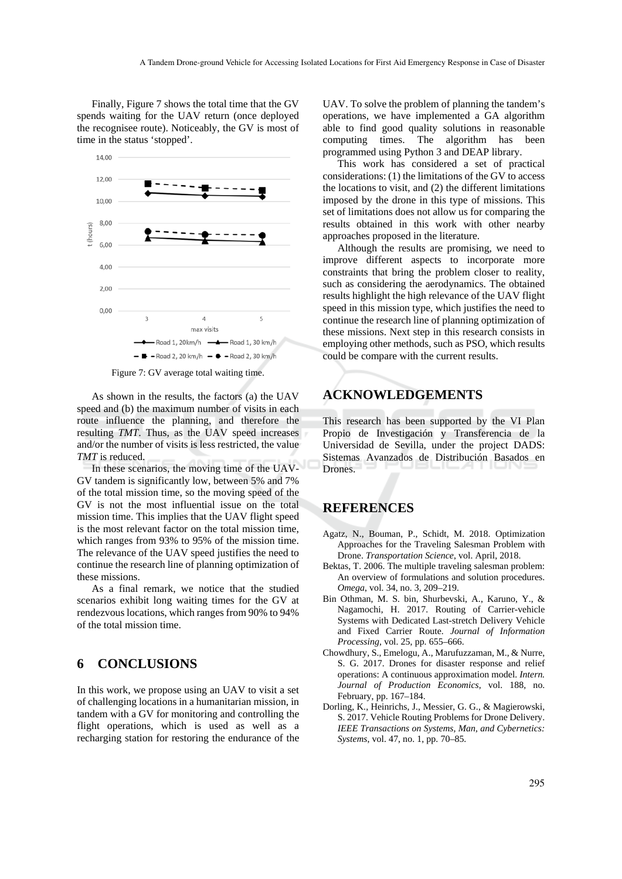Finally, Figure 7 shows the total time that the GV spends waiting for the UAV return (once deployed the recognisee route). Noticeably, the GV is most of time in the status 'stopped'.

Figure 7: GV average total waiting time.

As shown in the results, the factors (a) the UAV speed and (b) the maximum number of visits in each route influence the planning, and therefore the resulting *TMT*. Thus, as the UAV speed increases and/or the number of visits is less restricted, the value *TMT* is reduced.

In these scenarios, the moving time of the UAV-GV tandem is significantly low, between 5% and 7% of the total mission time, so the moving speed of the GV is not the most influential issue on the total mission time. This implies that the UAV flight speed is the most relevant factor on the total mission time, which ranges from 93% to 95% of the mission time. The relevance of the UAV speed justifies the need to continue the research line of planning optimization of these missions.

As a final remark, we notice that the studied scenarios exhibit long waiting times for the GV at rendezvous locations, which ranges from 90% to 94% of the total mission time.

## 6 CONCLUSIONS

In this work, we propose using an UAV to visit a set of challenging locations in a humanitarian mission, in tandem with a GV for monitoring and controlling the flight operations, which is used as well as a recharging station for restoring the endurance of the UAV. To solve the problem of planning the tandem's operations, we have implemented a GA algorithm able to find good quality solutions in reasonable computing times. The algorithm has been programmed using Python 3 and DEAP library.

This work has considered a set of practical considerations: (1) the limitations of the GV to access the locations to visit, and (2) the different limitations imposed by the drone in this type of missions. This set of limitations does not allow us for comparing the results obtained in this work with other nearby approaches proposed in the literature.

Although the results are promising, we need to improve different aspects to incorporate more constraints that bring the problem closer to reality, such as considering the aerodynamics. The obtained results highlight the high relevance of the UAV flight speed in this mission type, which justifies the need to continue the research line of planning optimization of these missions. Next step in this research consists in employing other methods, such as PSO, which results could be compare with the current results.

## ACKNOWLEDGEMENTS

This research has been supported by the VI Plan Propio de Investigación y Transferencia de la Universidad de Sevilla, under the project DADS: Sistemas Avanzados de Distribución Basados en Drones.

## REFERENCES

Agatz, N., Bouman, P., Schidt, M. 2018. Optimization Approaches for the Traveling Salesman Problem with Drone. *Transportation Science*, vol. April, 2018.

Bektas, T. 2006. The multiple traveling salesman problem: An overview of formulations and solution procedures. *Omega*, vol. 34, no. 3, 209–219.

Bin Othman, M. S. bin, Shurbevski, A., Karuno, Y., & Nagamochi, H. 2017. Routing of Carrier-vehicle Systems with Dedicated Last-stretch Delivery Vehicle and Fixed Carrier Route. *Journal of Information Processing*, vol. 25, pp. 655–666.

Chowdhury, S., Emelogu, A., Marufuzzaman, M., & Nurre, S. G. 2017. Drones for disaster response and relief operations: A continuous approximation model. *Intern. Journal of Production Economics*, vol. 188, no. February, pp. 167–184.

Dorling, K., Heinrichs, J., Messier, G. G., & Magierowski, S. 2017. Vehicle Routing Problems for Drone Delivery. *IEEE Transactions on Systems, Man, and Cybernetics: Systems*, vol. 47, no. 1, pp. 70–85.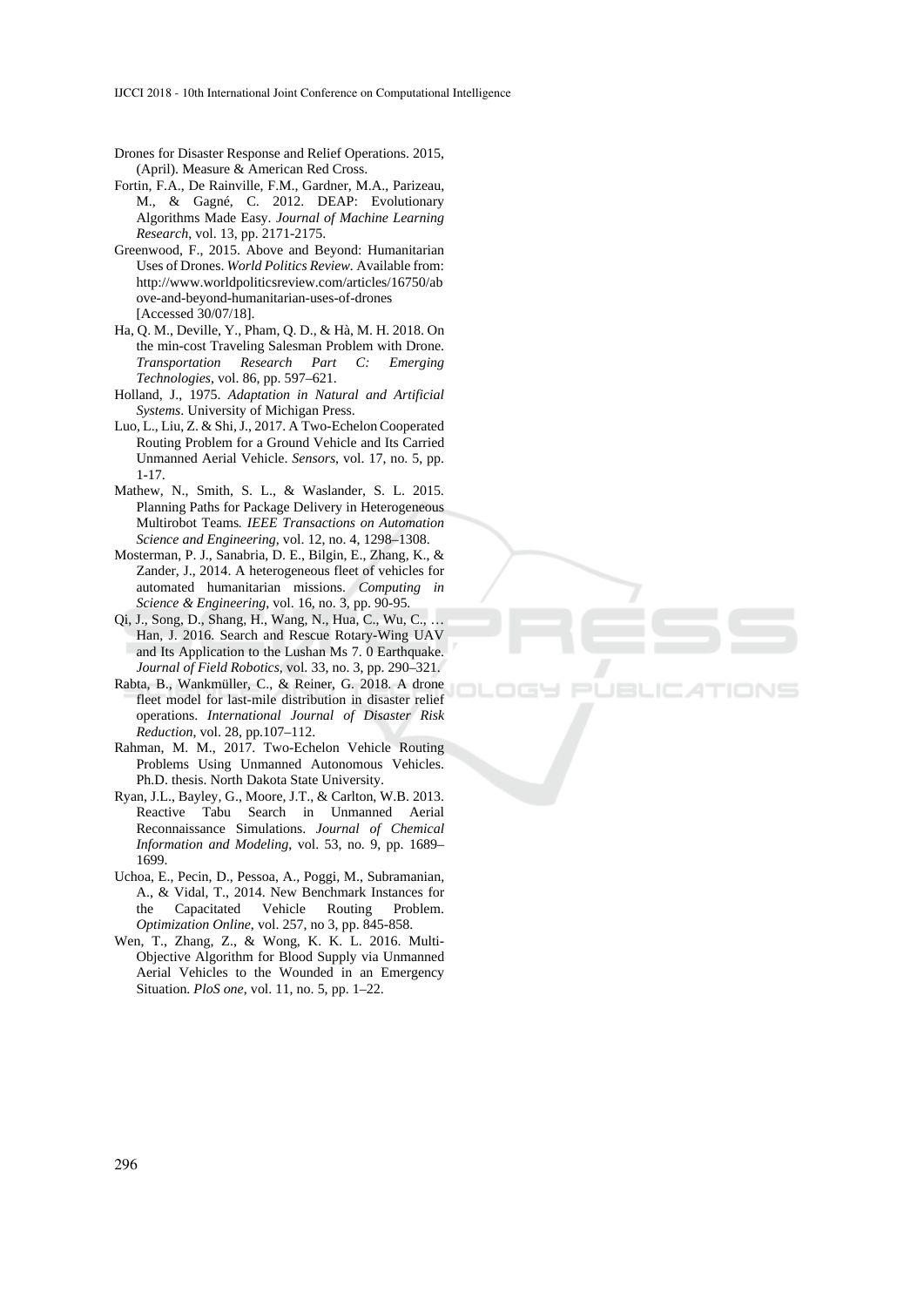Drones for Disaster Response and Relief Operations. 2015, (April). Measure & American Red Cross.

Fortin, F.A., De Rainville, F.M., Gardner, M.A., Parizeau, M., & Gagné, C. 2012. DEAP: Evolutionary Algorithms Made Easy. *Journal of Machine Learning Research*, vol. 13, pp. 2171-2175.

Greenwood, F., 2015. Above and Beyond: Humanitarian Uses of Drones. *World Politics Review*. Available from: http://www.worldpoliticsreview.com/articles/16750/above-and-beyond-humanitarian-uses-of-drones [Accessed 30/07/18].

Ha, Q. M., Deville, Y., Pham, Q. D., & Hà, M. H. 2018. On the min-cost Traveling Salesman Problem with Drone. *Transportation Research Part C: Emerging Technologies*, vol. 86, pp. 597–621.

Holland, J., 1975. *Adaptation in Natural and Artificial Systems*. University of Michigan Press.

Luo, L., Liu, Z. & Shi, J., 2017. A Two-Echelon Cooperated Routing Problem for a Ground Vehicle and Its Carried Unmanned Aerial Vehicle. *Sensors*, vol. 17, no. 5, pp. 1-17.

Mathew, N., Smith, S. L., & Waslander, S. L. 2015. Planning Paths for Package Delivery in Heterogeneous Multirobot Teams*. IEEE Transactions on Automation Science and Engineering*, vol. 12, no. 4, 1298–1308.

Mosterman, P. J., Sanabria, D. E., Bilgin, E., Zhang, K., & Zander, J., 2014. A heterogeneous fleet of vehicles for automated humanitarian missions. *Computing in Science & Engineering*, vol. 16, no. 3, pp. 90-95.

Qi, J., Song, D., Shang, H., Wang, N., Hua, C., Wu, C., … Han, J. 2016. Search and Rescue Rotary-Wing UAV and Its Application to the Lushan Ms 7. 0 Earthquake. *Journal of Field Robotics*, vol. 33, no. 3, pp. 290–321.

Rabta, B., Wankmüller, C., & Reiner, G. 2018. A drone fleet model for last-mile distribution in disaster relief operations. *International Journal of Disaster Risk Reduction*, vol. 28, pp.107–112.

Rahman, M. M., 2017. Two-Echelon Vehicle Routing Problems Using Unmanned Autonomous Vehicles. Ph.D. thesis. North Dakota State University.

Ryan, J.L., Bayley, G., Moore, J.T., & Carlton, W.B. 2013. Reactive Tabu Search in Unmanned Aerial Reconnaissance Simulations. *Journal of Chemical Information and Modeling*, vol. 53, no. 9, pp. 1689–1699.

Uchoa, E., Pecin, D., Pessoa, A., Poggi, M., Subramanian, A., & Vidal, T., 2014. New Benchmark Instances for the Capacitated Vehicle Routing Problem. *Optimization Online*, vol. 257, no 3, pp. 845-858.

Wen, T., Zhang, Z., & Wong, K. K. L. 2016. Multi-Objective Algorithm for Blood Supply via Unmanned Aerial Vehicles to the Wounded in an Emergency Situation. *PloS one*, vol. 11, no. 5, pp. 1–22.